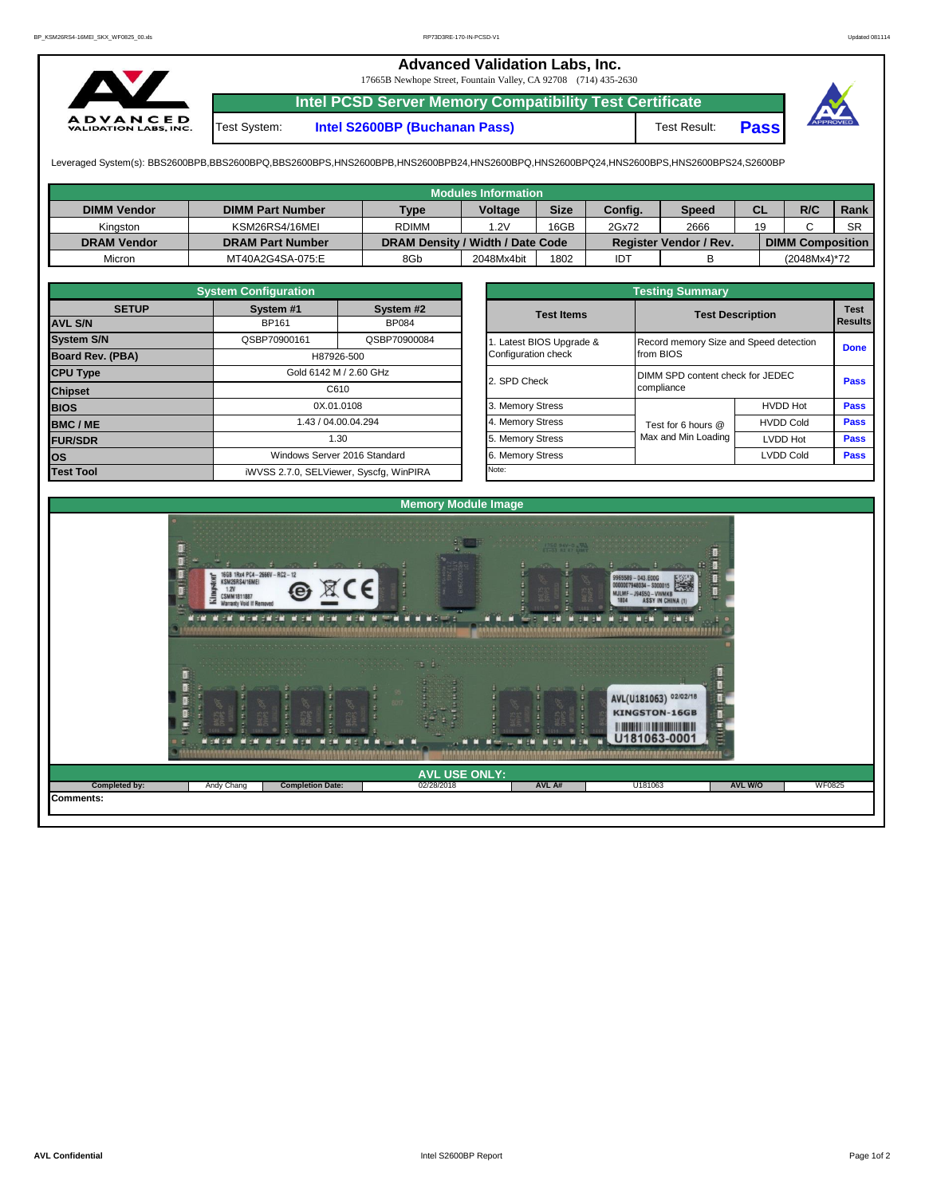# Advanced Validation Labs, Inc.

17665B Newhope Street, Fountain Valley, CA 92708 (714) 435-2630

## Intel PCSD Server Memory Compatibility Test Certificate

Test System: **Intel S2600BP (Buchanan Pass)** Test Result: **Pass**

Leveraged System(s): BBS2600BPB,BBS2600BPQ,BBS2600BPS,HNS2600BPB,HNS2600BPB24,HNS2600BPQ,HNS2600BPQ24,HNS2600BPS,HNS2600BPS24,S2600BP

### Modules Information

| DIMM Vendor | DIMM Part Number | Type | Voltage | Size | Config. | Speed | CL | R/C | Rank |
|---|---|---|---|---|---|---|---|---|---|
| Kingston | KSM26RS4/16MEI | RDIMM | 1.2V | 16GB | 2Gx72 | 2666 | 19 | C | SR |
| **DRAM Vendor** | **DRAM Part Number** | **DRAM Density / Width / Date Code** | | | **Register Vendor / Rev.** | | **DIMM Composition** | | |
| Micron | MT40A2G4SA-075:E | 8Gb | 2048Mx4bit | 1802 | IDT | B | (2048Mx4)*72 | | |

### System Configuration

| SETUP | System #1 | System #2 |
|---|---|---|
| AVL S/N | BP161 | BP084 |
| System S/N | QSBP70900161 | QSBP70900084 |
| Board Rev. (PBA) | H87926-500 | |
| CPU Type | Gold 6142 M / 2.60 GHz | |
| Chipset | C610 | |
| BIOS | 0X.01.0108 | |
| BMC / ME | 1.43 / 04.00.04.294 | |
| FUR/SDR | 1.30 | |
| OS | Windows Server 2016 Standard | |
| Test Tool | iWVSS 2.7.0, SELViewer, Syscfg, WinPIRA | |

### Testing Summary

| Test Items | Test Description | | Test Results |
|---|---|---|---|
| 1. Latest BIOS Upgrade & Configuration check | Record memory Size and Speed detection from BIOS | | Done |
| 2. SPD Check | DIMM SPD content check for JEDEC compliance | | Pass |
| 3. Memory Stress | Test for 6 hours @ Max and Min Loading | HVDD Hot | Pass |
| 4. Memory Stress | | HVDD Cold | Pass |
| 5. Memory Stress | | LVDD Hot | Pass |
| 6. Memory Stress | | LVDD Cold | Pass |
| Note: | | | |

### Memory Module Image

### AVL USE ONLY:

| Completed by: | Andy Chang | Completion Date: | 02/28/2018 | AVL A# | U181063 | AVL W/O | WF0825 |
|---|---|---|---|---|---|---|---|

**Comments:**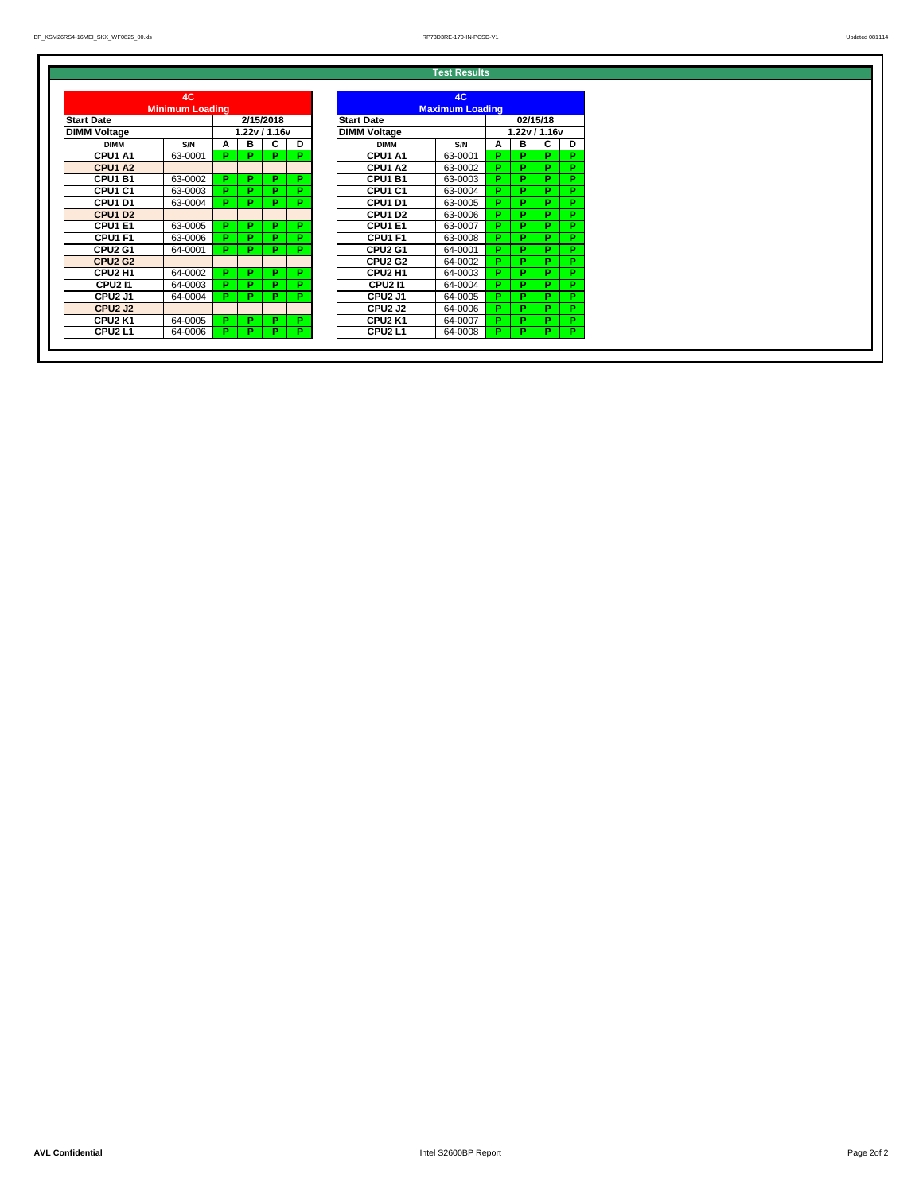## Test Results

| 4C Minimum Loading | | | | | |
|---|---|---|---|---|---|
| Start Date | | 2/15/2018 | | | |
| DIMM Voltage | | 1.22v / 1.16v | | | |
| DIMM | S/N | A | B | C | D |
| CPU1 A1 | 63-0001 | P | P | P | P |
| CPU1 A2 | | | | | |
| CPU1 B1 | 63-0002 | P | P | P | P |
| CPU1 C1 | 63-0003 | P | P | P | P |
| CPU1 D1 | 63-0004 | P | P | P | P |
| CPU1 D2 | | | | | |
| CPU1 E1 | 63-0005 | P | P | P | P |
| CPU1 F1 | 63-0006 | P | P | P | P |
| CPU2 G1 | 64-0001 | P | P | P | P |
| CPU2 G2 | | | | | |
| CPU2 H1 | 64-0002 | P | P | P | P |
| CPU2 I1 | 64-0003 | P | P | P | P |
| CPU2 J1 | 64-0004 | P | P | P | P |
| CPU2 J2 | | | | | |
| CPU2 K1 | 64-0005 | P | P | P | P |
| CPU2 L1 | 64-0006 | P | P | P | P |

| 4C Maximum Loading | | | | | |
|---|---|---|---|---|---|
| Start Date | | 02/15/18 | | | |
| DIMM Voltage | | 1.22v / 1.16v | | | |
| DIMM | S/N | A | B | C | D |
| CPU1 A1 | 63-0001 | P | P | P | P |
| CPU1 A2 | 63-0002 | P | P | P | P |
| CPU1 B1 | 63-0003 | P | P | P | P |
| CPU1 C1 | 63-0004 | P | P | P | P |
| CPU1 D1 | 63-0005 | P | P | P | P |
| CPU1 D2 | 63-0006 | P | P | P | P |
| CPU1 E1 | 63-0007 | P | P | P | P |
| CPU1 F1 | 63-0008 | P | P | P | P |
| CPU2 G1 | 64-0001 | P | P | P | P |
| CPU2 G2 | 64-0002 | P | P | P | P |
| CPU2 H1 | 64-0003 | P | P | P | P |
| CPU2 I1 | 64-0004 | P | P | P | P |
| CPU2 J1 | 64-0005 | P | P | P | P |
| CPU2 J2 | 64-0006 | P | P | P | P |
| CPU2 K1 | 64-0007 | P | P | P | P |
| CPU2 L1 | 64-0008 | P | P | P | P |